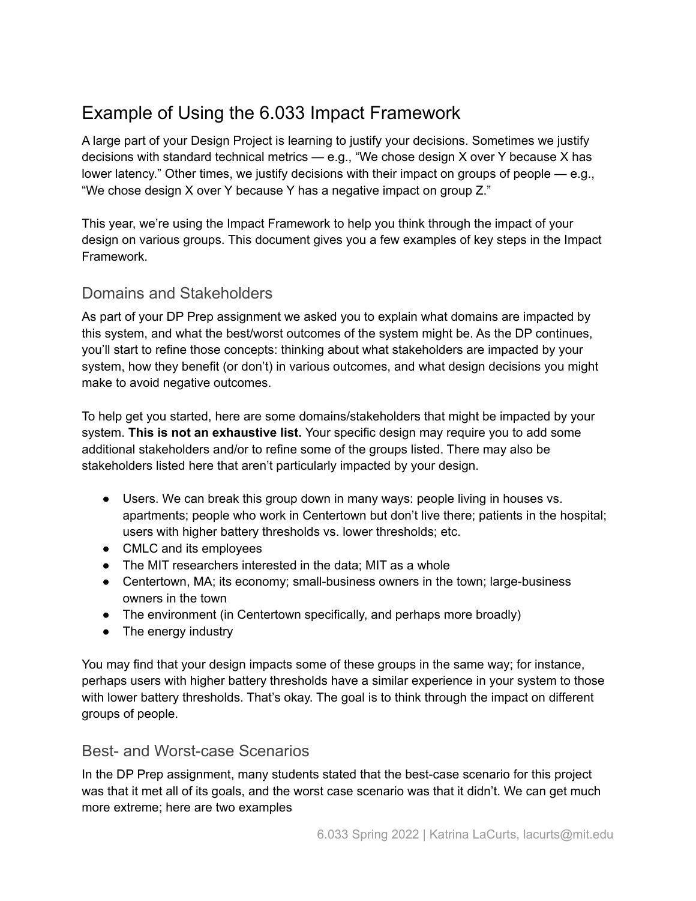# Example of Using the 6.033 Impact Framework

A large part of your Design Project is learning to justify your decisions. Sometimes we justify decisions with standard technical metrics — e.g., "We chose design X over Y because X has lower latency." Other times, we justify decisions with their impact on groups of people — e.g., "We chose design X over Y because Y has a negative impact on group Z."

This year, we're using the Impact Framework to help you think through the impact of your design on various groups. This document gives you a few examples of key steps in the Impact Framework.

## Domains and Stakeholders

As part of your DP Prep assignment we asked you to explain what domains are impacted by this system, and what the best/worst outcomes of the system might be. As the DP continues, you'll start to refine those concepts: thinking about what stakeholders are impacted by your system, how they benefit (or don't) in various outcomes, and what design decisions you might make to avoid negative outcomes.

To help get you started, here are some domains/stakeholders that might be impacted by your system. **This is not an exhaustive list.** Your specific design may require you to add some additional stakeholders and/or to refine some of the groups listed. There may also be stakeholders listed here that aren't particularly impacted by your design.

- Users. We can break this group down in many ways: people living in houses vs. apartments; people who work in Centertown but don't live there; patients in the hospital; users with higher battery thresholds vs. lower thresholds; etc.
- CMLC and its employees
- The MIT researchers interested in the data; MIT as a whole
- Centertown, MA; its economy; small-business owners in the town; large-business owners in the town
- The environment (in Centertown specifically, and perhaps more broadly)
- The energy industry

You may find that your design impacts some of these groups in the same way; for instance, perhaps users with higher battery thresholds have a similar experience in your system to those with lower battery thresholds. That's okay. The goal is to think through the impact on different groups of people.

## Best- and Worst-case Scenarios

In the DP Prep assignment, many students stated that the best-case scenario for this project was that it met all of its goals, and the worst case scenario was that it didn't. We can get much more extreme; here are two examples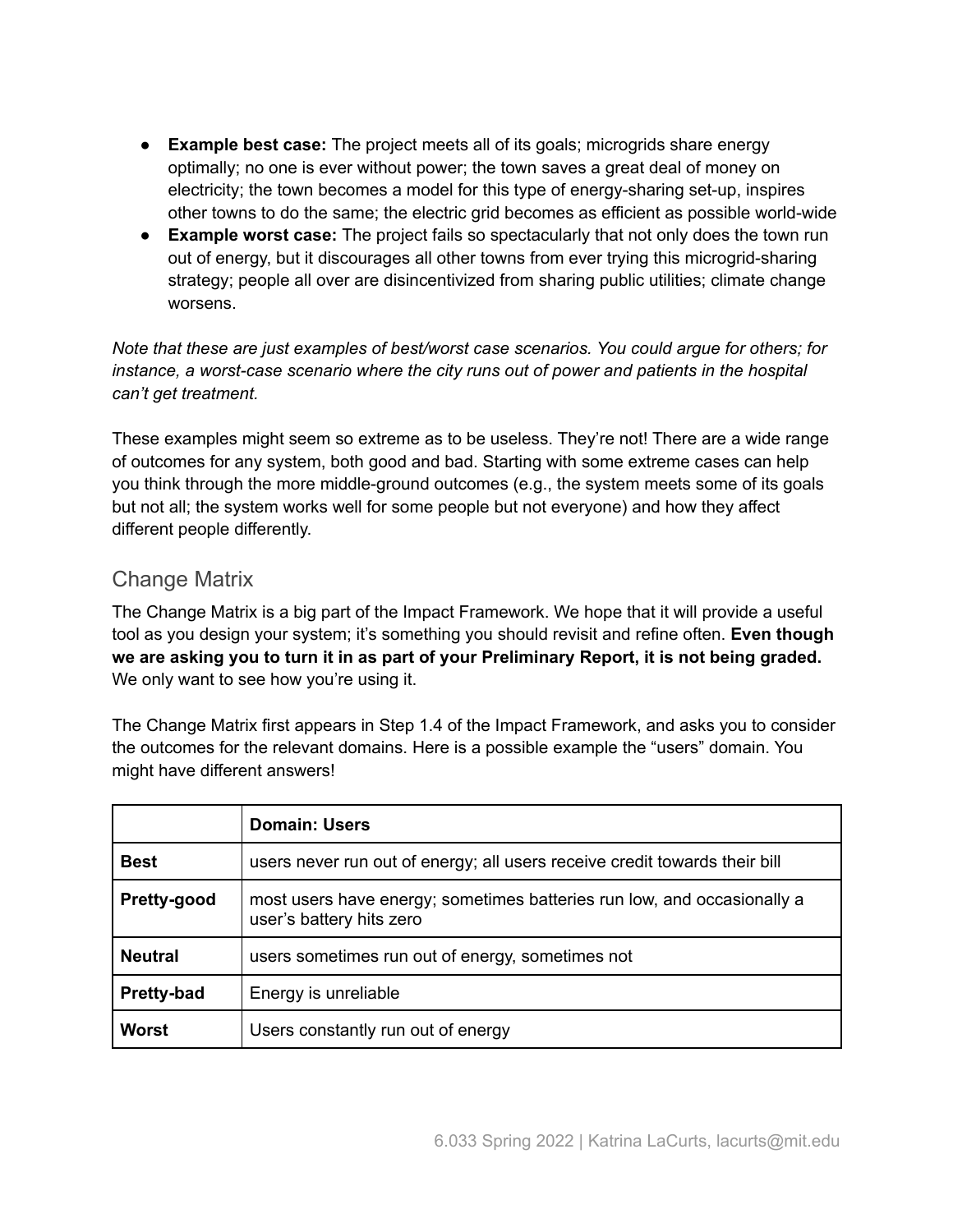- **Example best case:** The project meets all of its goals; microgrids share energy optimally; no one is ever without power; the town saves a great deal of money on electricity; the town becomes a model for this type of energy-sharing set-up, inspires other towns to do the same; the electric grid becomes as efficient as possible world-wide
- **Example worst case:** The project fails so spectacularly that not only does the town run out of energy, but it discourages all other towns from ever trying this microgrid-sharing strategy; people all over are disincentivized from sharing public utilities; climate change worsens.

*Note that these are just examples of best/worst case scenarios. You could argue for others; for instance, a worst-case scenario where the city runs out of power and patients in the hospital can't get treatment.*

These examples might seem so extreme as to be useless. They're not! There are a wide range of outcomes for any system, both good and bad. Starting with some extreme cases can help you think through the more middle-ground outcomes (e.g., the system meets some of its goals but not all; the system works well for some people but not everyone) and how they affect different people differently.

## Change Matrix

The Change Matrix is a big part of the Impact Framework. We hope that it will provide a useful tool as you design your system; it's something you should revisit and refine often. **Even though we are asking you to turn it in as part of your Preliminary Report, it is not being graded.** We only want to see how you're using it.

The Change Matrix first appears in Step 1.4 of the Impact Framework, and asks you to consider the outcomes for the relevant domains. Here is a possible example the "users" domain. You might have different answers!

| | **Domain: Users** |
|---|---|
| **Best** | users never run out of energy; all users receive credit towards their bill |
| **Pretty-good** | most users have energy; sometimes batteries run low, and occasionally a user's battery hits zero |
| **Neutral** | users sometimes run out of energy, sometimes not |
| **Pretty-bad** | Energy is unreliable |
| **Worst** | Users constantly run out of energy |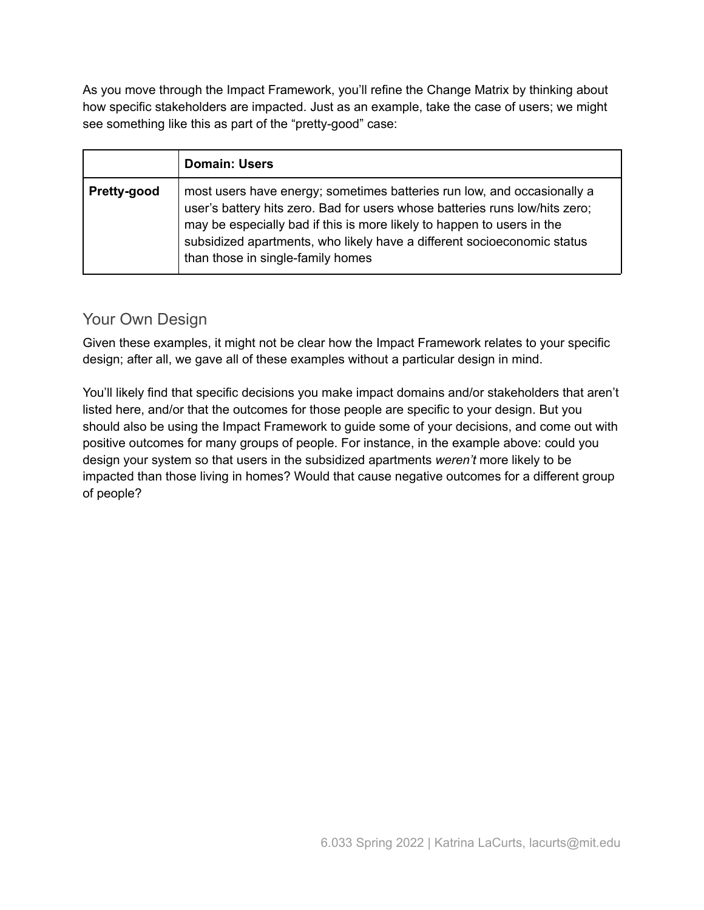As you move through the Impact Framework, you'll refine the Change Matrix by thinking about how specific stakeholders are impacted. Just as an example, take the case of users; we might see something like this as part of the "pretty-good" case:

| | **Domain: Users** |
|---|---|
| **Pretty-good** | most users have energy; sometimes batteries run low, and occasionally a user's battery hits zero. Bad for users whose batteries runs low/hits zero; may be especially bad if this is more likely to happen to users in the subsidized apartments, who likely have a different socioeconomic status than those in single-family homes |

## Your Own Design

Given these examples, it might not be clear how the Impact Framework relates to your specific design; after all, we gave all of these examples without a particular design in mind.

You'll likely find that specific decisions you make impact domains and/or stakeholders that aren't listed here, and/or that the outcomes for those people are specific to your design. But you should also be using the Impact Framework to guide some of your decisions, and come out with positive outcomes for many groups of people. For instance, in the example above: could you design your system so that users in the subsidized apartments *weren't* more likely to be impacted than those living in homes? Would that cause negative outcomes for a different group of people?